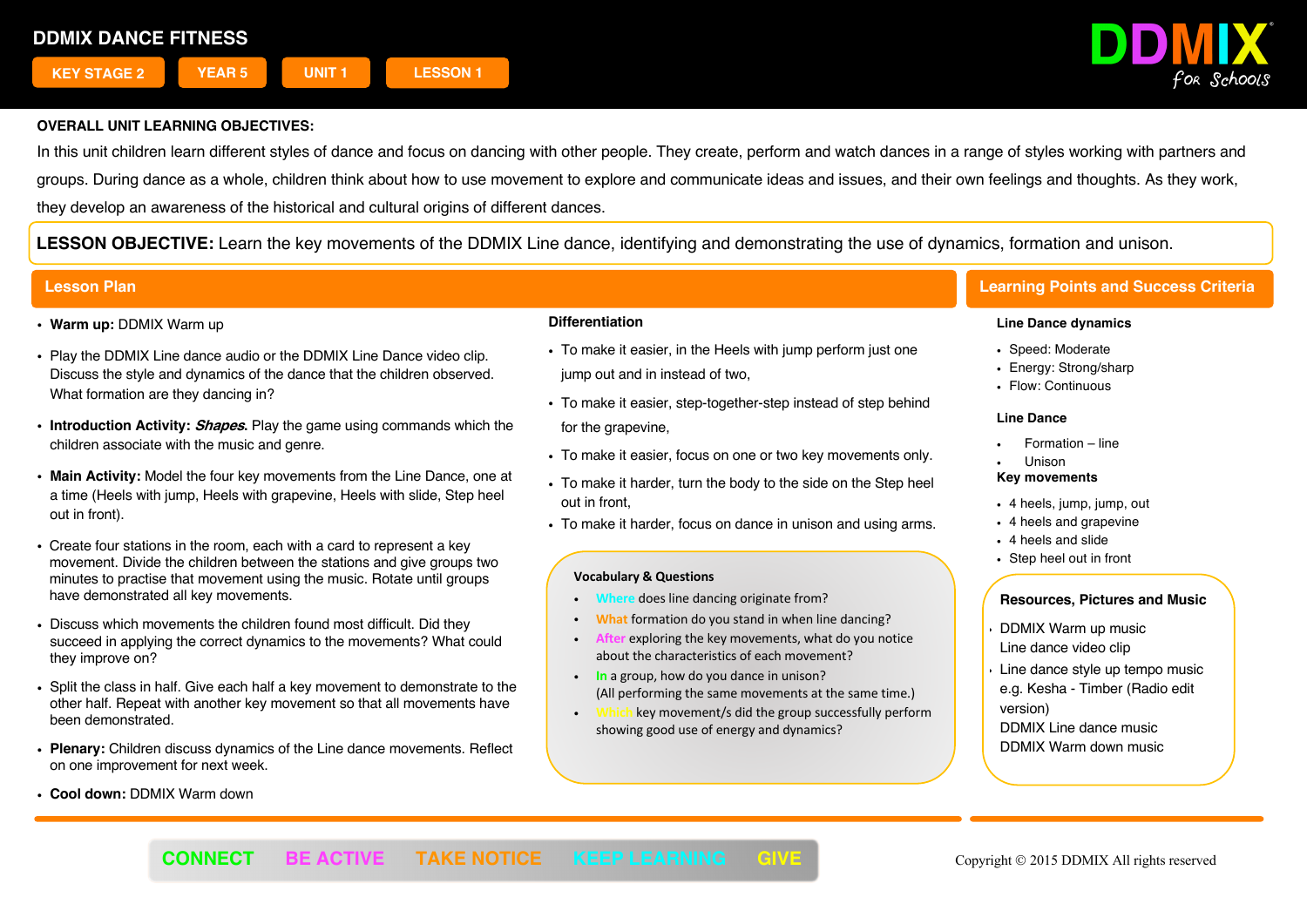# DDMIX DANCE FITNESS

KEY STAGE 2 | YEAR 5 | UNIT 1 | LESSON 1

DDMIX for Schools

**OVERALL UNIT LEARNING OBJECTIVES:**

In this unit children learn different styles of dance and focus on dancing with other people. They create, perform and watch dances in a range of styles working with partners and groups. During dance as a whole, children think about how to use movement to explore and communicate ideas and issues, and their own feelings and thoughts. As they work, they develop an awareness of the historical and cultural origins of different dances.

**LESSON OBJECTIVE:** Learn the key movements of the DDMIX Line dance, identifying and demonstrating the use of dynamics, formation and unison.

## Lesson Plan

- **Warm up:** DDMIX Warm up
- Play the DDMIX Line dance audio or the DDMIX Line Dance video clip. Discuss the style and dynamics of the dance that the children observed. What formation are they dancing in?
- **Introduction Activity:** ***Shapes.*** Play the game using commands which the children associate with the music and genre.
- **Main Activity:** Model the four key movements from the Line Dance, one at a time (Heels with jump, Heels with grapevine, Heels with slide, Step heel out in front).
- Create four stations in the room, each with a card to represent a key movement. Divide the children between the stations and give groups two minutes to practise that movement using the music. Rotate until groups have demonstrated all key movements.
- Discuss which movements the children found most difficult. Did they succeed in applying the correct dynamics to the movements? What could they improve on?
- Split the class in half. Give each half a key movement to demonstrate to the other half. Repeat with another key movement so that all movements have been demonstrated.
- **Plenary:** Children discuss dynamics of the Line dance movements. Reflect on one improvement for next week.
- **Cool down:** DDMIX Warm down

### Differentiation

- To make it easier, in the Heels with jump perform just one jump out and in instead of two,
- To make it easier, step-together-step instead of step behind for the grapevine,
- To make it easier, focus on one or two key movements only.
- To make it harder, turn the body to the side on the Step heel out in front,
- To make it harder, focus on dance in unison and using arms.

### Vocabulary & Questions

- Where does line dancing originate from?
- What formation do you stand in when line dancing?
- After exploring the key movements, what do you notice about the characteristics of each movement?
- In a group, how do you dance in unison? (All performing the same movements at the same time.)
- Which key movement/s did the group successfully perform showing good use of energy and dynamics?

## Learning Points and Success Criteria

**Line Dance dynamics**

- Speed: Moderate
- Energy: Strong/sharp
- Flow: Continuous

**Line Dance**

- Formation – line
- Unison

**Key movements**

- 4 heels, jump, jump, out
- 4 heels and grapevine
- 4 heels and slide
- Step heel out in front

### Resources, Pictures and Music

- DDMIX Warm up music
  Line dance video clip
- Line dance style up tempo music e.g. Kesha - Timber (Radio edit version)
  DDMIX Line dance music
  DDMIX Warm down music

CONNECT | BE ACTIVE | TAKE NOTICE | KEEP LEARNING | GIVE

Copyright © 2015 DDMIX All rights reserved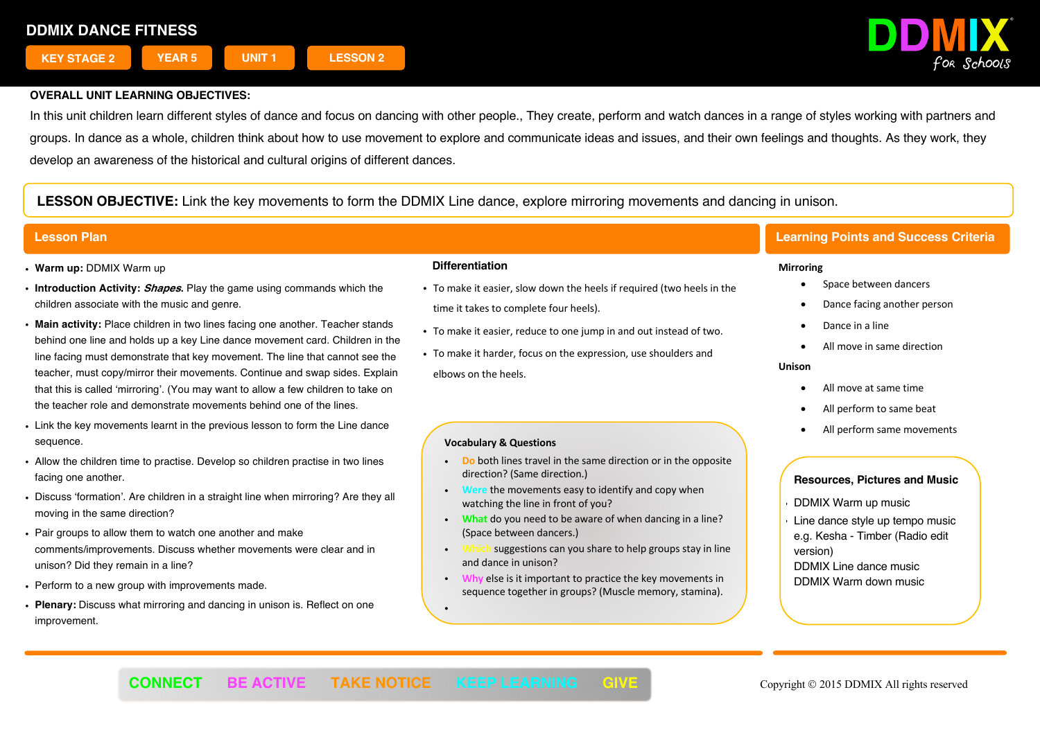# DDMIX DANCE FITNESS

KEY STAGE 2 | YEAR 5 | UNIT 1 | LESSON 2

**OVERALL UNIT LEARNING OBJECTIVES:**

In this unit children learn different styles of dance and focus on dancing with other people., They create, perform and watch dances in a range of styles working with partners and groups. In dance as a whole, children think about how to use movement to explore and communicate ideas and issues, and their own feelings and thoughts. As they work, they develop an awareness of the historical and cultural origins of different dances.

**LESSON OBJECTIVE:** Link the key movements to form the DDMIX Line dance, explore mirroring movements and dancing in unison.

## Lesson Plan

- **Warm up:** DDMIX Warm up
- **Introduction Activity:** ***Shapes.*** Play the game using commands which the children associate with the music and genre.
- **Main activity:** Place children in two lines facing one another. Teacher stands behind one line and holds up a key Line dance movement card. Children in the line facing must demonstrate that key movement. The line that cannot see the teacher, must copy/mirror their movements. Continue and swap sides. Explain that this is called 'mirroring'. (You may want to allow a few children to take on the teacher role and demonstrate movements behind one of the lines.
- Link the key movements learnt in the previous lesson to form the Line dance sequence.
- Allow the children time to practise. Develop so children practise in two lines facing one another.
- Discuss 'formation'. Are children in a straight line when mirroring? Are they all moving in the same direction?
- Pair groups to allow them to watch one another and make comments/improvements. Discuss whether movements were clear and in unison? Did they remain in a line?
- Perform to a new group with improvements made.
- **Plenary:** Discuss what mirroring and dancing in unison is. Reflect on one improvement.

### Differentiation

- To make it easier, slow down the heels if required (two heels in the time it takes to complete four heels).
- To make it easier, reduce to one jump in and out instead of two.
- To make it harder, focus on the expression, use shoulders and elbows on the heels.

### Vocabulary & Questions

- Do both lines travel in the same direction or in the opposite direction? (Same direction.)
- Were the movements easy to identify and copy when watching the line in front of you?
- What do you need to be aware of when dancing in a line? (Space between dancers.)
- Which suggestions can you share to help groups stay in line and dance in unison?
- Why else is it important to practice the key movements in sequence together in groups? (Muscle memory, stamina).

## Learning Points and Success Criteria

**Mirroring**

- Space between dancers
- Dance facing another person
- Dance in a line
- All move in same direction

**Unison**

- All move at same time
- All perform to same beat
- All perform same movements

### Resources, Pictures and Music

- DDMIX Warm up music
- Line dance style up tempo music e.g. Kesha - Timber (Radio edit version)
- DDMIX Line dance music
- DDMIX Warm down music

CONNECT | BE ACTIVE | TAKE NOTICE | KEEP LEARNING | GIVE

Copyright © 2015 DDMIX All rights reserved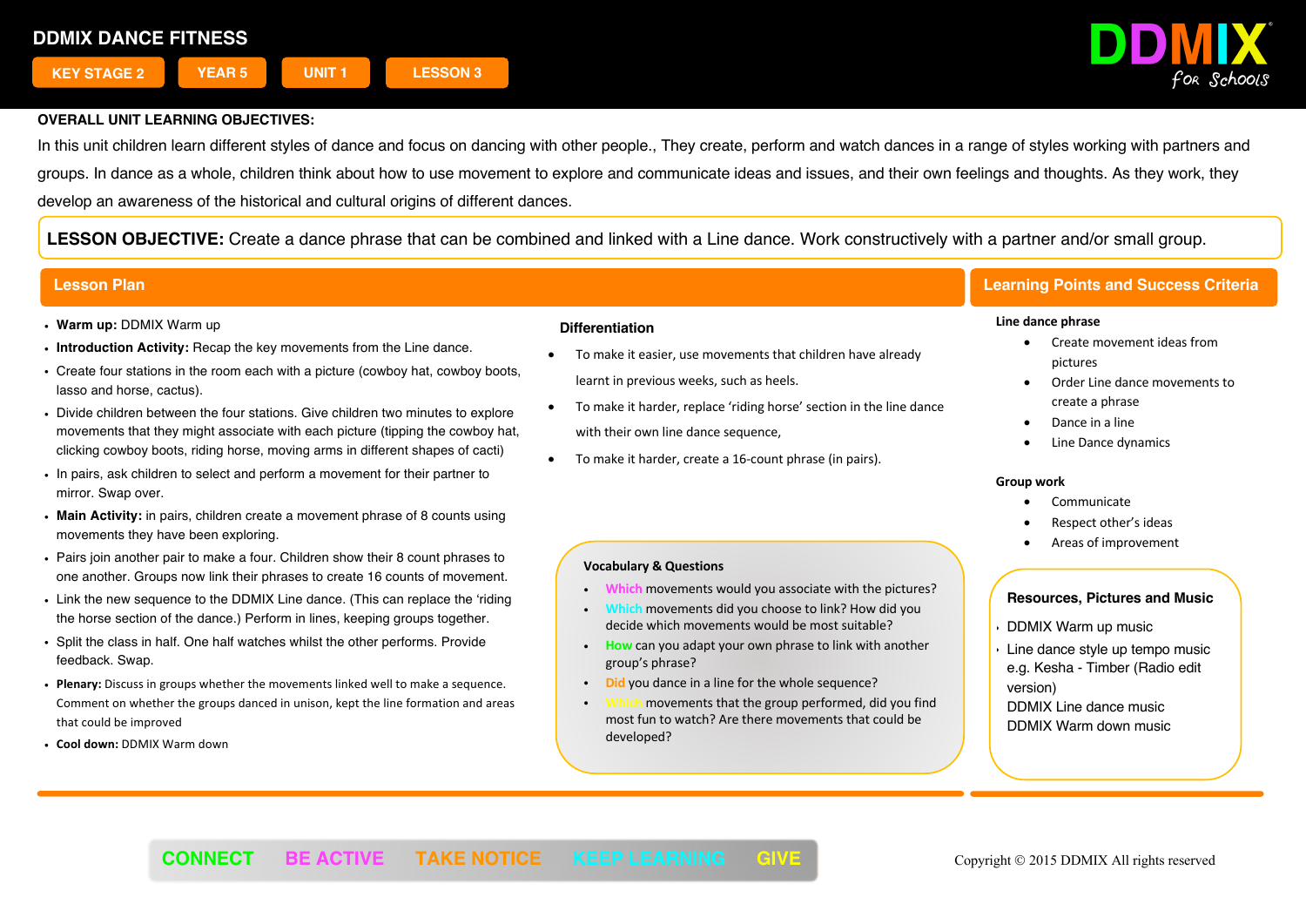# DDMIX DANCE FITNESS

KEY STAGE 2 | YEAR 5 | UNIT 1 | LESSON 3

DDMIX for Schools

**OVERALL UNIT LEARNING OBJECTIVES:**

In this unit children learn different styles of dance and focus on dancing with other people., They create, perform and watch dances in a range of styles working with partners and groups. In dance as a whole, children think about how to use movement to explore and communicate ideas and issues, and their own feelings and thoughts. As they work, they develop an awareness of the historical and cultural origins of different dances.

**LESSON OBJECTIVE:** Create a dance phrase that can be combined and linked with a Line dance. Work constructively with a partner and/or small group.

## Lesson Plan

- **Warm up:** DDMIX Warm up
- **Introduction Activity:** Recap the key movements from the Line dance.
- Create four stations in the room each with a picture (cowboy hat, cowboy boots, lasso and horse, cactus).
- Divide children between the four stations. Give children two minutes to explore movements that they might associate with each picture (tipping the cowboy hat, clicking cowboy boots, riding horse, moving arms in different shapes of cacti)
- In pairs, ask children to select and perform a movement for their partner to mirror. Swap over.
- **Main Activity:** in pairs, children create a movement phrase of 8 counts using movements they have been exploring.
- Pairs join another pair to make a four. Children show their 8 count phrases to one another. Groups now link their phrases to create 16 counts of movement.
- Link the new sequence to the DDMIX Line dance. (This can replace the 'riding the horse section of the dance.) Perform in lines, keeping groups together.
- Split the class in half. One half watches whilst the other performs. Provide feedback. Swap.
- **Plenary:** Discuss in groups whether the movements linked well to make a sequence. Comment on whether the groups danced in unison, kept the line formation and areas that could be improved
- **Cool down:** DDMIX Warm down

### Differentiation

- To make it easier, use movements that children have already learnt in previous weeks, such as heels.
- To make it harder, replace 'riding horse' section in the line dance with their own line dance sequence,
- To make it harder, create a 16-count phrase (in pairs).

### Vocabulary & Questions

- Which movements would you associate with the pictures?
- Which movements did you choose to link? How did you decide which movements would be most suitable?
- How can you adapt your own phrase to link with another group's phrase?
- Did you dance in a line for the whole sequence?
- Which movements that the group performed, did you find most fun to watch? Are there movements that could be developed?

## Learning Points and Success Criteria

**Line dance phrase**

- Create movement ideas from pictures
- Order Line dance movements to create a phrase
- Dance in a line
- Line Dance dynamics

**Group work**

- Communicate
- Respect other's ideas
- Areas of improvement

### Resources, Pictures and Music

- DDMIX Warm up music
- Line dance style up tempo music e.g. Kesha - Timber (Radio edit version)
  DDMIX Line dance music
  DDMIX Warm down music

CONNECT BE ACTIVE TAKE NOTICE KEEP LEARNING GIVE

Copyright © 2015 DDMIX All rights reserved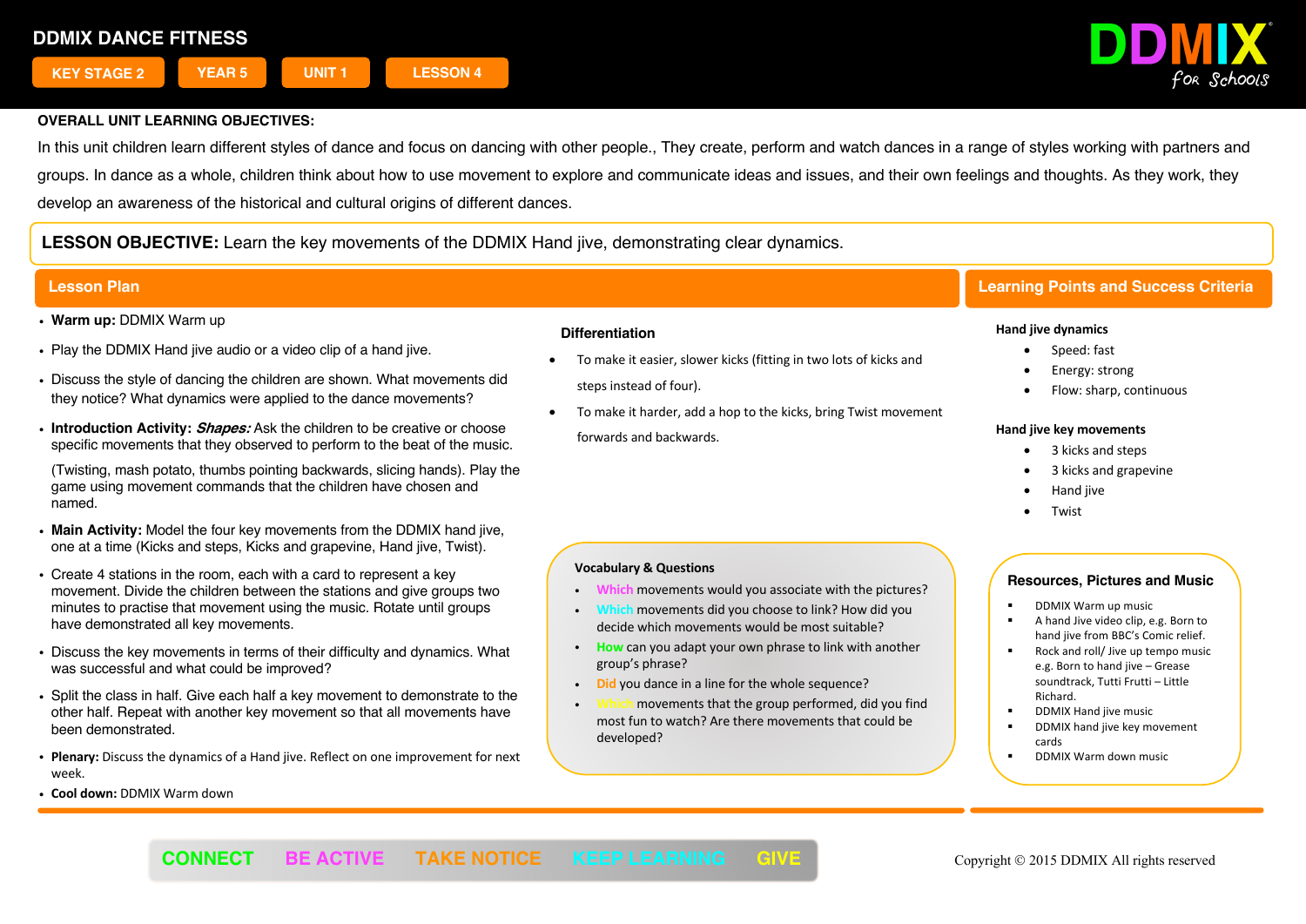# DDMIX DANCE FITNESS

KEY STAGE 2 | YEAR 5 | UNIT 1 | LESSON 4

DDMIX for Schools

**OVERALL UNIT LEARNING OBJECTIVES:**

In this unit children learn different styles of dance and focus on dancing with other people., They create, perform and watch dances in a range of styles working with partners and groups. In dance as a whole, children think about how to use movement to explore and communicate ideas and issues, and their own feelings and thoughts. As they work, they develop an awareness of the historical and cultural origins of different dances.

**LESSON OBJECTIVE:** Learn the key movements of the DDMIX Hand jive, demonstrating clear dynamics.

## Lesson Plan

- **Warm up:** DDMIX Warm up
- Play the DDMIX Hand jive audio or a video clip of a hand jive.
- Discuss the style of dancing the children are shown. What movements did they notice? What dynamics were applied to the dance movements?
- **Introduction Activity:** ***Shapes:*** Ask the children to be creative or choose specific movements that they observed to perform to the beat of the music.

  (Twisting, mash potato, thumbs pointing backwards, slicing hands). Play the game using movement commands that the children have chosen and named.
- **Main Activity:** Model the four key movements from the DDMIX hand jive, one at a time (Kicks and steps, Kicks and grapevine, Hand jive, Twist).
- Create 4 stations in the room, each with a card to represent a key movement. Divide the children between the stations and give groups two minutes to practise that movement using the music. Rotate until groups have demonstrated all key movements.
- Discuss the key movements in terms of their difficulty and dynamics. What was successful and what could be improved?
- Split the class in half. Give each half a key movement to demonstrate to the other half. Repeat with another key movement so that all movements have been demonstrated.
- **Plenary:** Discuss the dynamics of a Hand jive. Reflect on one improvement for next week.
- **Cool down:** DDMIX Warm down

### Differentiation

- To make it easier, slower kicks (fitting in two lots of kicks and steps instead of four).
- To make it harder, add a hop to the kicks, bring Twist movement forwards and backwards.

### Vocabulary & Questions

- **Which** movements would you associate with the pictures?
- **Which** movements did you choose to link? How did you decide which movements would be most suitable?
- **How** can you adapt your own phrase to link with another group's phrase?
- **Did** you dance in a line for the whole sequence?
- **Which** movements that the group performed, did you find most fun to watch? Are there movements that could be developed?

## Learning Points and Success Criteria

**Hand jive dynamics**

- Speed: fast
- Energy: strong
- Flow: sharp, continuous

**Hand jive key movements**

- 3 kicks and steps
- 3 kicks and grapevine
- Hand jive
- Twist

### Resources, Pictures and Music

- DDMIX Warm up music
- A hand Jive video clip, e.g. Born to hand jive from BBC's Comic relief.
- Rock and roll/ Jive up tempo music e.g. Born to hand jive – Grease soundtrack, Tutti Frutti – Little Richard.
- DDMIX Hand jive music
- DDMIX hand jive key movement cards
- DDMIX Warm down music

CONNECT | BE ACTIVE | TAKE NOTICE | KEEP LEARNING | GIVE

Copyright © 2015 DDMIX All rights reserved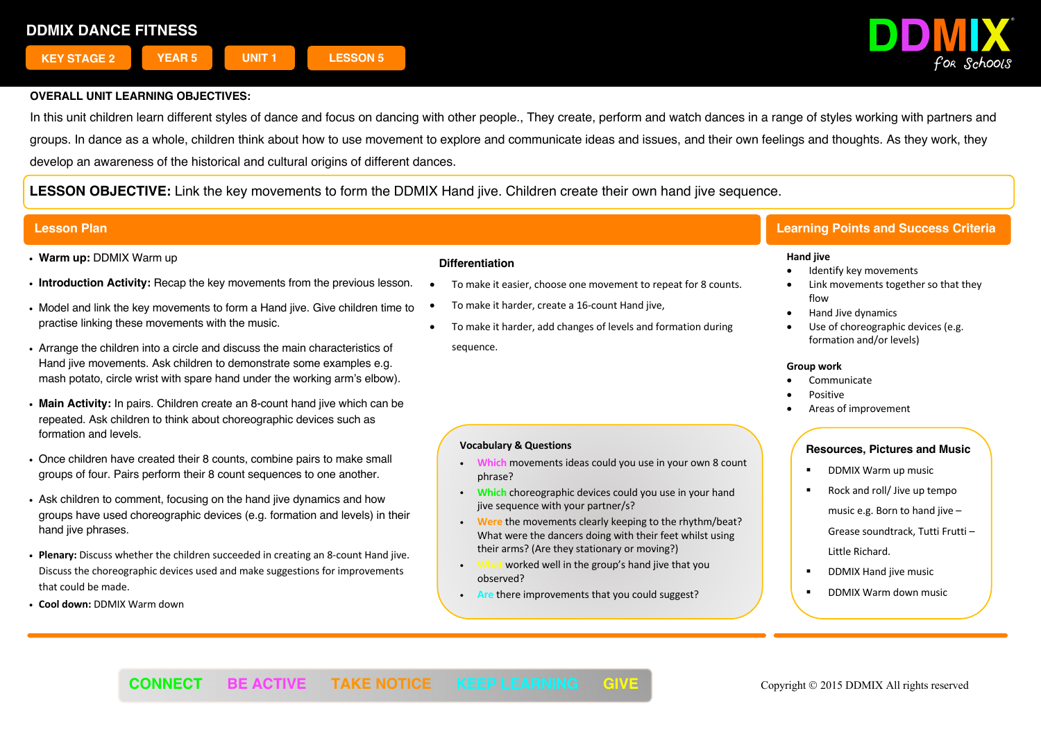# DDMIX DANCE FITNESS

KEY STAGE 2 | YEAR 5 | UNIT 1 | LESSON 5

DDMIX for Schools

**OVERALL UNIT LEARNING OBJECTIVES:**

In this unit children learn different styles of dance and focus on dancing with other people., They create, perform and watch dances in a range of styles working with partners and groups. In dance as a whole, children think about how to use movement to explore and communicate ideas and issues, and their own feelings and thoughts. As they work, they develop an awareness of the historical and cultural origins of different dances.

**LESSON OBJECTIVE:** Link the key movements to form the DDMIX Hand jive. Children create their own hand jive sequence.

## Lesson Plan

- **Warm up:** DDMIX Warm up
- **Introduction Activity:** Recap the key movements from the previous lesson.
- Model and link the key movements to form a Hand jive. Give children time to practise linking these movements with the music.
- Arrange the children into a circle and discuss the main characteristics of Hand jive movements. Ask children to demonstrate some examples e.g. mash potato, circle wrist with spare hand under the working arm's elbow).
- **Main Activity:** In pairs. Children create an 8-count hand jive which can be repeated. Ask children to think about choreographic devices such as formation and levels.
- Once children have created their 8 counts, combine pairs to make small groups of four. Pairs perform their 8 count sequences to one another.
- Ask children to comment, focusing on the hand jive dynamics and how groups have used choreographic devices (e.g. formation and levels) in their hand jive phrases.
- **Plenary:** Discuss whether the children succeeded in creating an 8-count Hand jive. Discuss the choreographic devices used and make suggestions for improvements that could be made.
- **Cool down:** DDMIX Warm down

### Differentiation

- To make it easier, choose one movement to repeat for 8 counts.
- To make it harder, create a 16-count Hand jive,
- To make it harder, add changes of levels and formation during sequence.

### Vocabulary & Questions

- Which movements ideas could you use in your own 8 count phrase?
- Which choreographic devices could you use in your hand jive sequence with your partner/s?
- Were the movements clearly keeping to the rhythm/beat? What were the dancers doing with their feet whilst using their arms? (Are they stationary or moving?)
- What worked well in the group's hand jive that you observed?
- Are there improvements that you could suggest?

## Learning Points and Success Criteria

**Hand jive**

- Identify key movements
- Link movements together so that they flow
- Hand Jive dynamics
- Use of choreographic devices (e.g. formation and/or levels)

**Group work**

- Communicate
- Positive
- Areas of improvement

### Resources, Pictures and Music

- DDMIX Warm up music
- Rock and roll/ Jive up tempo music e.g. Born to hand jive – Grease soundtrack, Tutti Frutti – Little Richard.
- DDMIX Hand jive music
- DDMIX Warm down music

CONNECT BE ACTIVE TAKE NOTICE KEEP LEARNING GIVE

Copyright © 2015 DDMIX All rights reserved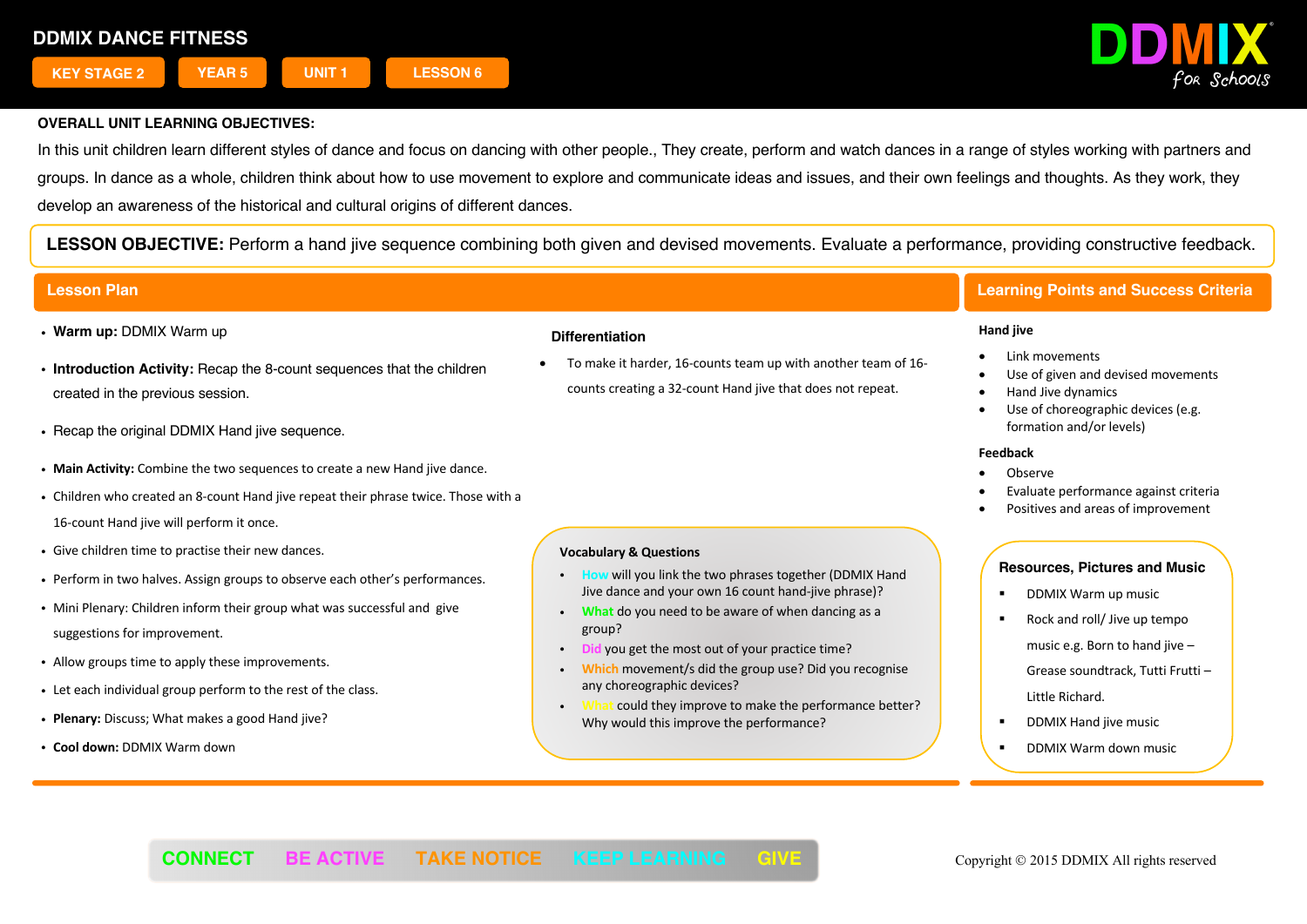# DDMIX DANCE FITNESS

KEY STAGE 2 | YEAR 5 | UNIT 1 | LESSON 6

DDMIX for Schools

**OVERALL UNIT LEARNING OBJECTIVES:**

In this unit children learn different styles of dance and focus on dancing with other people., They create, perform and watch dances in a range of styles working with partners and groups. In dance as a whole, children think about how to use movement to explore and communicate ideas and issues, and their own feelings and thoughts. As they work, they develop an awareness of the historical and cultural origins of different dances.

**LESSON OBJECTIVE:** Perform a hand jive sequence combining both given and devised movements. Evaluate a performance, providing constructive feedback.

## Lesson Plan

- **Warm up:** DDMIX Warm up
- **Introduction Activity:** Recap the 8-count sequences that the children created in the previous session.
- Recap the original DDMIX Hand jive sequence.
- **Main Activity:** Combine the two sequences to create a new Hand jive dance.
- Children who created an 8-count Hand jive repeat their phrase twice. Those with a 16-count Hand jive will perform it once.
- Give children time to practise their new dances.
- Perform in two halves. Assign groups to observe each other's performances.
- Mini Plenary: Children inform their group what was successful and give suggestions for improvement.
- Allow groups time to apply these improvements.
- Let each individual group perform to the rest of the class.
- **Plenary:** Discuss; What makes a good Hand jive?
- **Cool down:** DDMIX Warm down

### Differentiation

- To make it harder, 16-counts team up with another team of 16-counts creating a 32-count Hand jive that does not repeat.

### Vocabulary & Questions

- How will you link the two phrases together (DDMIX Hand Jive dance and your own 16 count hand-jive phrase)?
- What do you need to be aware of when dancing as a group?
- Did you get the most out of your practice time?
- Which movement/s did the group use? Did you recognise any choreographic devices?
- What could they improve to make the performance better? Why would this improve the performance?

## Learning Points and Success Criteria

**Hand jive**

- Link movements
- Use of given and devised movements
- Hand Jive dynamics
- Use of choreographic devices (e.g. formation and/or levels)

**Feedback**

- Observe
- Evaluate performance against criteria
- Positives and areas of improvement

### Resources, Pictures and Music

- DDMIX Warm up music
- Rock and roll/ Jive up tempo music e.g. Born to hand jive – Grease soundtrack, Tutti Frutti – Little Richard.
- DDMIX Hand jive music
- DDMIX Warm down music

CONNECT BE ACTIVE TAKE NOTICE KEEP LEARNING GIVE

Copyright © 2015 DDMIX All rights reserved